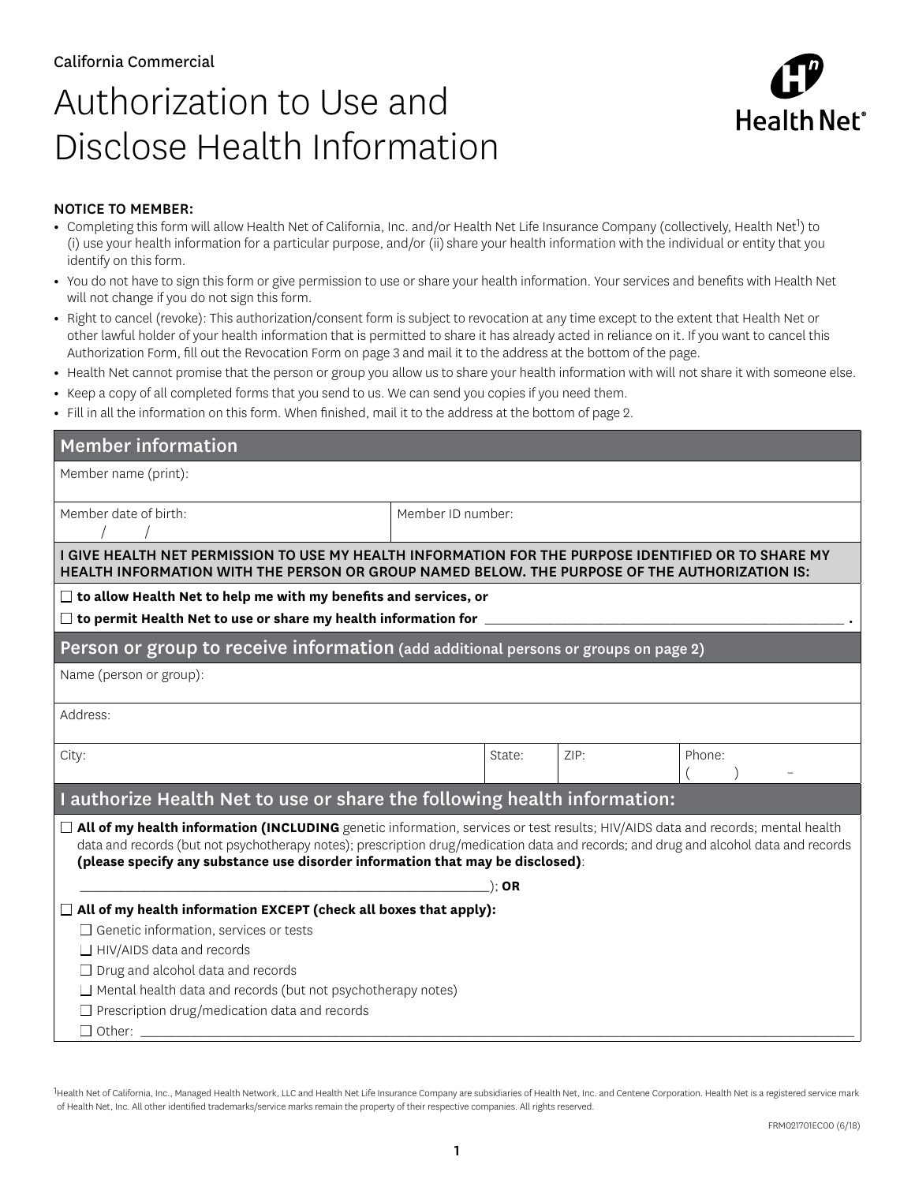California Commercial

# Authorization to Use and Disclose Health Information

Health Net®

**NOTICE TO MEMBER:**

- Completing this form will allow Health Net of California, Inc. and/or Health Net Life Insurance Company (collectively, Health Net[1]) to (i) use your health information for a particular purpose, and/or (ii) share your health information with the individual or entity that you identify on this form.
- You do not have to sign this form or give permission to use or share your health information. Your services and benefits with Health Net will not change if you do not sign this form.
- Right to cancel (revoke): This authorization/consent form is subject to revocation at any time except to the extent that Health Net or other lawful holder of your health information that is permitted to share it has already acted in reliance on it. If you want to cancel this Authorization Form, fill out the Revocation Form on page 3 and mail it to the address at the bottom of the page.
- Health Net cannot promise that the person or group you allow us to share your health information with will not share it with someone else.
- Keep a copy of all completed forms that you send to us. We can send you copies if you need them.
- Fill in all the information on this form. When finished, mail it to the address at the bottom of page 2.

## Member information

Member name (print):

| Member date of birth: / / | Member ID number: |
|---|---|

**I GIVE HEALTH NET PERMISSION TO USE MY HEALTH INFORMATION FOR THE PURPOSE IDENTIFIED OR TO SHARE MY HEALTH INFORMATION WITH THE PERSON OR GROUP NAMED BELOW. THE PURPOSE OF THE AUTHORIZATION IS:**

☐ **to allow Health Net to help me with my benefits and services, or**

☐ **to permit Health Net to use or share my health information for** ______________________________ **.**

## Person or group to receive information (add additional persons or groups on page 2)

Name (person or group):

Address:

| City: | State: | ZIP: | Phone: ( ) – |
|---|---|---|---|

## I authorize Health Net to use or share the following health information:

☐ **All of my health information (INCLUDING** genetic information, services or test results; HIV/AIDS data and records; mental health data and records (but not psychotherapy notes); prescription drug/medication data and records; and drug and alcohol data and records **(please specify any substance use disorder information that may be disclosed)**:

______________________________); **OR**

☐ **All of my health information EXCEPT (check all boxes that apply):**

- ☐ Genetic information, services or tests
- ☐ HIV/AIDS data and records
- ☐ Drug and alcohol data and records
- ☐ Mental health data and records (but not psychotherapy notes)
- ☐ Prescription drug/medication data and records
- ☐ Other: ______________________________

[1]Health Net of California, Inc., Managed Health Network, LLC and Health Net Life Insurance Company are subsidiaries of Health Net, Inc. and Centene Corporation. Health Net is a registered service mark of Health Net, Inc. All other identified trademarks/service marks remain the property of their respective companies. All rights reserved.

FRM021701EC00 (6/18)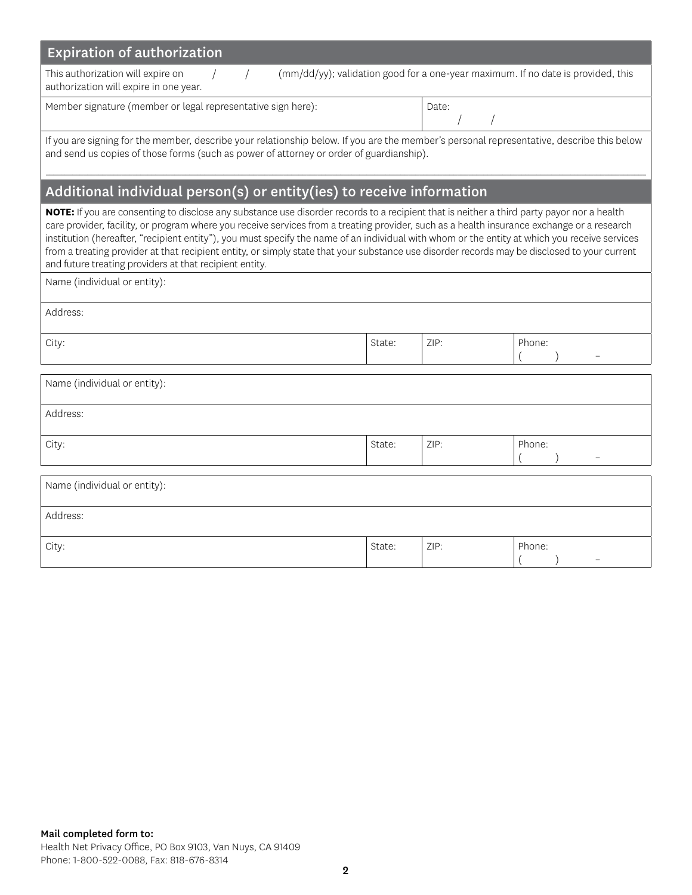## Expiration of authorization

This authorization will expire on \_\_\_ / \_\_\_ / \_\_\_ (mm/dd/yy); validation good for a one-year maximum. If no date is provided, this authorization will expire in one year.

| Member signature (member or legal representative sign here): | Date: / / |
|---|---|

If you are signing for the member, describe your relationship below. If you are the member's personal representative, describe this below and send us copies of those forms (such as power of attorney or order of guardianship).

## Additional individual person(s) or entity(ies) to receive information

**NOTE:** If you are consenting to disclose any substance use disorder records to a recipient that is neither a third party payor nor a health care provider, facility, or program where you receive services from a treating provider, such as a health insurance exchange or a research institution (hereafter, "recipient entity"), you must specify the name of an individual with whom or the entity at which you receive services from a treating provider at that recipient entity, or simply state that your substance use disorder records may be disclosed to your current and future treating providers at that recipient entity.

| Name (individual or entity): | | | |
|---|---|---|---|
| Address: | | | |
| City: | State: | ZIP: | Phone: ( ) – |

| Name (individual or entity): | | | |
|---|---|---|---|
| Address: | | | |
| City: | State: | ZIP: | Phone: ( ) – |

| Name (individual or entity): | | | |
|---|---|---|---|
| Address: | | | |
| City: | State: | ZIP: | Phone: ( ) – |

**Mail completed form to:**
Health Net Privacy Office, PO Box 9103, Van Nuys, CA 91409
Phone: 1-800-522-0088, Fax: 818-676-8314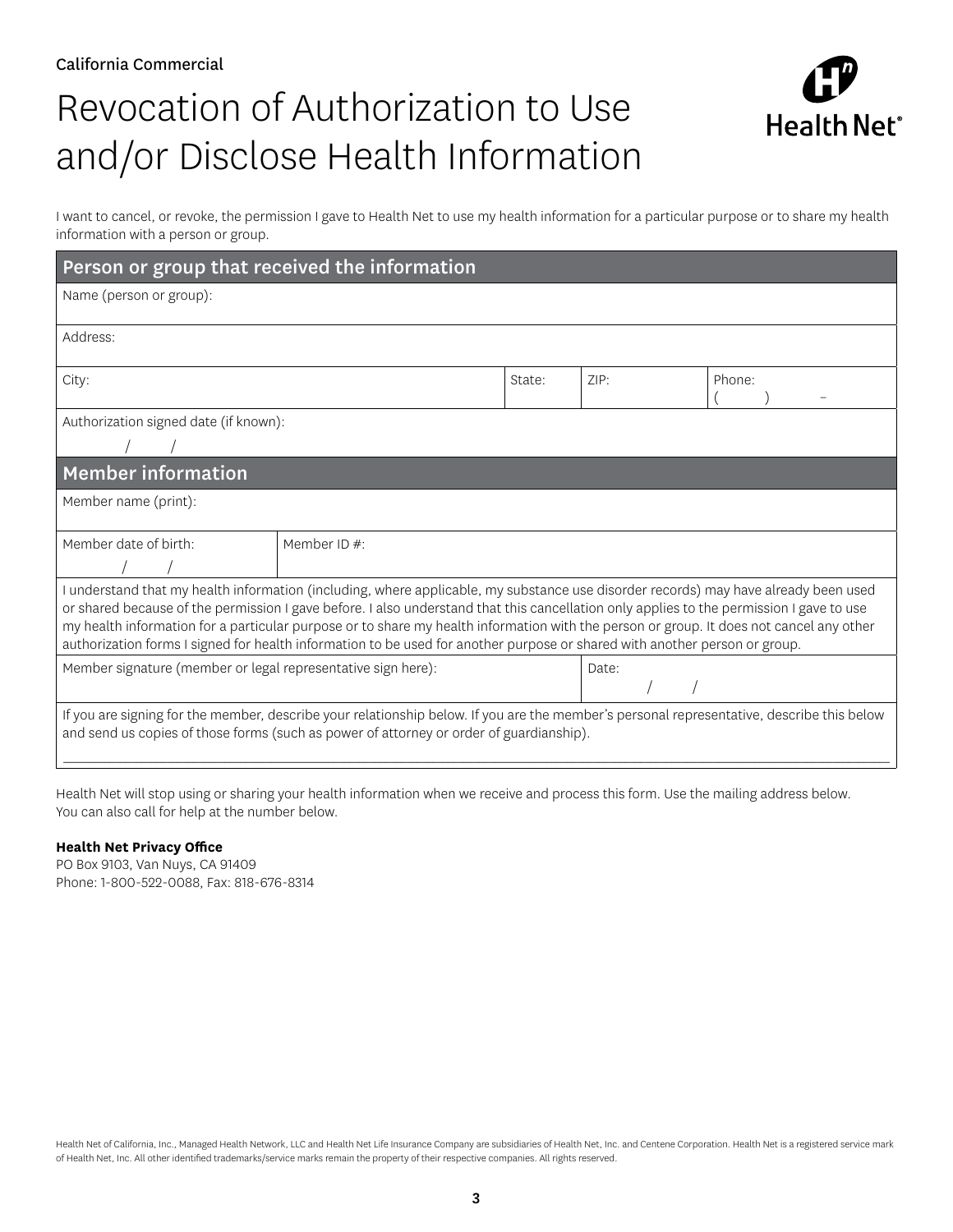California Commercial

# Revocation of Authorization to Use and/or Disclose Health Information

Health Net®

I want to cancel, or revoke, the permission I gave to Health Net to use my health information for a particular purpose or to share my health information with a person or group.

## Person or group that received the information

| Name (person or group): | | | |
|---|---|---|---|
| Address: | | | |
| City: | State: | ZIP: | Phone: (   )   – |
| Authorization signed date (if known): / / | | | |

## Member information

| Member name (print): | |
|---|---|
| Member date of birth: / / | Member ID #: |

I understand that my health information (including, where applicable, my substance use disorder records) may have already been used or shared because of the permission I gave before. I also understand that this cancellation only applies to the permission I gave to use my health information for a particular purpose or to share my health information with the person or group. It does not cancel any other authorization forms I signed for health information to be used for another purpose or shared with another person or group.

| Member signature (member or legal representative sign here): | Date: / / |
|---|---|

If you are signing for the member, describe your relationship below. If you are the member's personal representative, describe this below and send us copies of those forms (such as power of attorney or order of guardianship).

______________________________________________________________________

Health Net will stop using or sharing your health information when we receive and process this form. Use the mailing address below. You can also call for help at the number below.

**Health Net Privacy Office**
PO Box 9103, Van Nuys, CA 91409
Phone: 1-800-522-0088, Fax: 818-676-8314

Health Net of California, Inc., Managed Health Network, LLC and Health Net Life Insurance Company are subsidiaries of Health Net, Inc. and Centene Corporation. Health Net is a registered service mark of Health Net, Inc. All other identified trademarks/service marks remain the property of their respective companies. All rights reserved.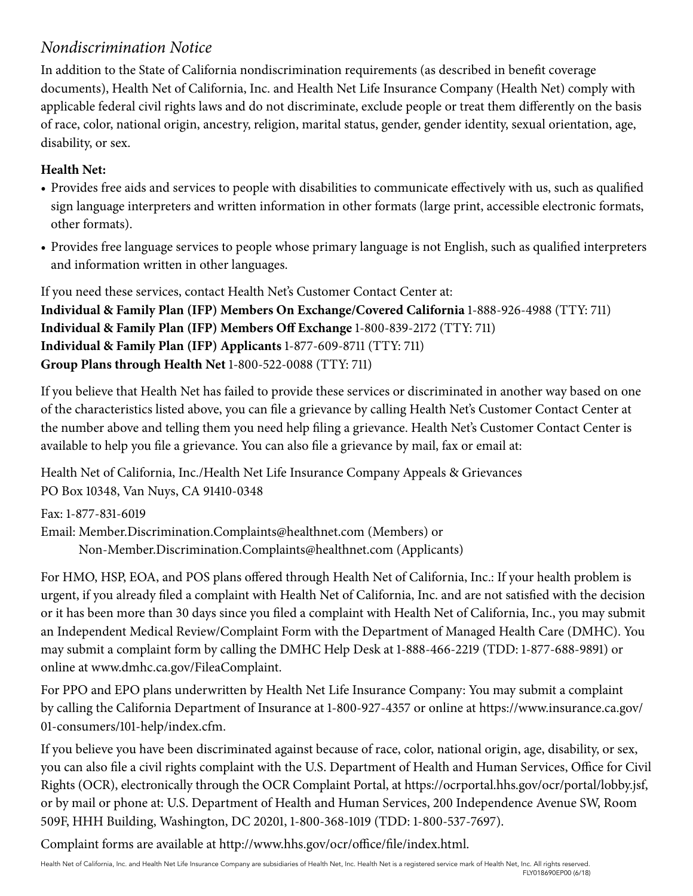## *Nondiscrimination Notice*

In addition to the State of California nondiscrimination requirements (as described in benefit coverage documents), Health Net of California, Inc. and Health Net Life Insurance Company (Health Net) comply with applicable federal civil rights laws and do not discriminate, exclude people or treat them differently on the basis of race, color, national origin, ancestry, religion, marital status, gender, gender identity, sexual orientation, age, disability, or sex.

**Health Net:**

- Provides free aids and services to people with disabilities to communicate effectively with us, such as qualified sign language interpreters and written information in other formats (large print, accessible electronic formats, other formats).
- Provides free language services to people whose primary language is not English, such as qualified interpreters and information written in other languages.

If you need these services, contact Health Net's Customer Contact Center at:
**Individual & Family Plan (IFP) Members On Exchange/Covered California** 1-888-926-4988 (TTY: 711)
**Individual & Family Plan (IFP) Members Off Exchange** 1-800-839-2172 (TTY: 711)
**Individual & Family Plan (IFP) Applicants** 1-877-609-8711 (TTY: 711)
**Group Plans through Health Net** 1-800-522-0088 (TTY: 711)

If you believe that Health Net has failed to provide these services or discriminated in another way based on one of the characteristics listed above, you can file a grievance by calling Health Net's Customer Contact Center at the number above and telling them you need help filing a grievance. Health Net's Customer Contact Center is available to help you file a grievance. You can also file a grievance by mail, fax or email at:

Health Net of California, Inc./Health Net Life Insurance Company Appeals & Grievances
PO Box 10348, Van Nuys, CA 91410-0348

Fax: 1-877-831-6019
Email: Member.Discrimination.Complaints@healthnet.com (Members) or
Non-Member.Discrimination.Complaints@healthnet.com (Applicants)

For HMO, HSP, EOA, and POS plans offered through Health Net of California, Inc.: If your health problem is urgent, if you already filed a complaint with Health Net of California, Inc. and are not satisfied with the decision or it has been more than 30 days since you filed a complaint with Health Net of California, Inc., you may submit an Independent Medical Review/Complaint Form with the Department of Managed Health Care (DMHC). You may submit a complaint form by calling the DMHC Help Desk at 1-888-466-2219 (TDD: 1-877-688-9891) or online at www.dmhc.ca.gov/FileaComplaint.

For PPO and EPO plans underwritten by Health Net Life Insurance Company: You may submit a complaint by calling the California Department of Insurance at 1-800-927-4357 or online at https://www.insurance.ca.gov/01-consumers/101-help/index.cfm.

If you believe you have been discriminated against because of race, color, national origin, age, disability, or sex, you can also file a civil rights complaint with the U.S. Department of Health and Human Services, Office for Civil Rights (OCR), electronically through the OCR Complaint Portal, at https://ocrportal.hhs.gov/ocr/portal/lobby.jsf, or by mail or phone at: U.S. Department of Health and Human Services, 200 Independence Avenue SW, Room 509F, HHH Building, Washington, DC 20201, 1-800-368-1019 (TDD: 1-800-537-7697).

Complaint forms are available at http://www.hhs.gov/ocr/office/file/index.html.

Health Net of California, Inc. and Health Net Life Insurance Company are subsidiaries of Health Net, Inc. Health Net is a registered service mark of Health Net, Inc. All rights reserved.
FLY018690EP00 (6/18)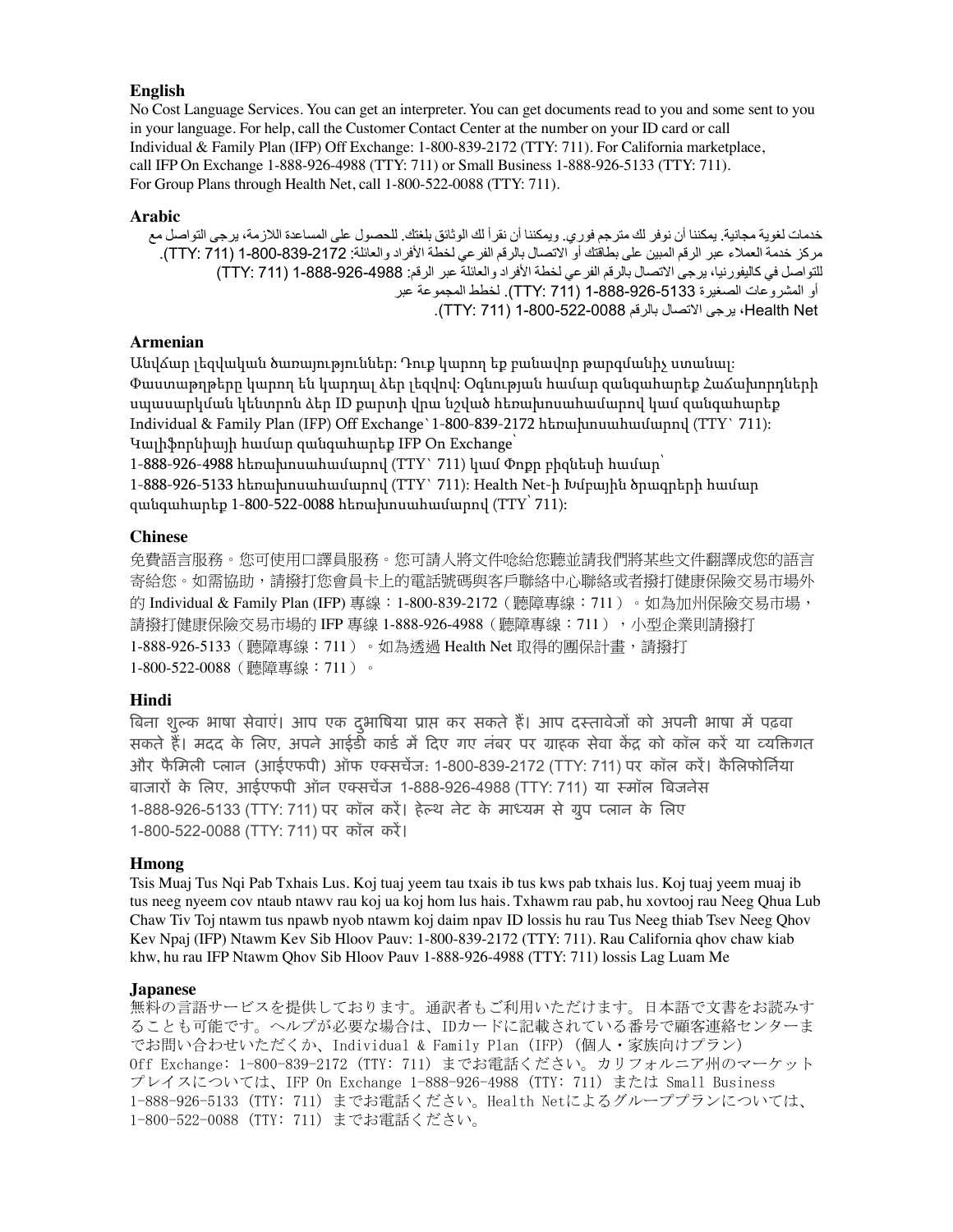## English

No Cost Language Services. You can get an interpreter. You can get documents read to you and some sent to you in your language. For help, call the Customer Contact Center at the number on your ID card or call Individual & Family Plan (IFP) Off Exchange: 1-800-839-2172 (TTY: 711). For California marketplace, call IFP On Exchange 1-888-926-4988 (TTY: 711) or Small Business 1-888-926-5133 (TTY: 711). For Group Plans through Health Net, call 1-800-522-0088 (TTY: 711).

## Arabic

خدمات لغوية مجانية. يمكننا أن نوفر لك مترجم فوري. ويمكننا أن نقرأ لك الوثائق بلغتك. للحصول على المساعدة اللازمة، يرجى التواصل مع مركز خدمة العملاء عبر الرقم المبين على بطاقتك أو الاتصال بالرقم الفرعي لخطة الأفراد والعائلة: 1-800-839-2172 (TTY: 711). للتواصل في كاليفورنيا، يرجى الاتصال بالرقم الفرعي لخطة الأفراد والعائلة عبر الرقم: 1-888-926-4988 (TTY: 711) أو المشروعات الصغيرة 1-888-926-5133 (TTY: 711). لخطط المجموعة عبر Health Net، يرجى الاتصال بالرقم 1-800-522-0088 (TTY: 711).

## Armenian

Անվճար լեզվական ծառայություններ: Դուք կարող եք բանավոր թարգմանիչ ստանալ: Փաստաթղթերը կարող են կարդալ ձեր լեզվով: Օգնության համար զանգահարեք Հաճախորդների սպասարկման կենտրոն ձեր ID քարտի վրա նշված հեռախոսահամարով կամ զանգահարեք Individual & Family Plan (IFP) Off Exchange` 1-800-839-2172 հեռախոսահամարով (TTY` 711): Կալիֆորնիայի համար զանգահարեք IFP On Exchange` 1-888-926-4988 հեռախոսահամարով (TTY` 711) կամ Փոքր բիզնեսի համար` 1-888-926-5133 հեռախոսահամարով (TTY` 711): Health Net-ի Խմբային ծրագրերի համար զանգահարեք 1-800-522-0088 հեռախոսահամարով (TTY` 711):

## Chinese

免費語言服務。您可使用口譯員服務。您可請人將文件唸給您聽並請我們將某些文件翻譯成您的語言寄給您。如需協助，請撥打您會員卡上的電話號碼與客戶聯絡中心聯絡或者撥打健康保險交易市場外的 Individual & Family Plan (IFP) 專線：1-800-839-2172（聽障專線：711）。如為加州保險交易市場，請撥打健康保險交易市場的 IFP 專線 1-888-926-4988（聽障專線：711），小型企業則請撥打 1-888-926-5133（聽障專線：711）。如為透過 Health Net 取得的團保計畫，請撥打 1-800-522-0088（聽障專線：711）。

## Hindi

बिना शुल्क भाषा सेवाएं। आप एक दुभाषिया प्राप्त कर सकते हैं। आप दस्तावेजों को अपनी भाषा में पढ़वा सकते हैं। मदद के लिए, अपने आईडी कार्ड में दिए गए नंबर पर ग्राहक सेवा केंद्र को कॉल करें या व्यक्तिगत और फैमिली प्लान (आईएफपी) ऑफ एक्सचेंज: 1-800-839-2172 (TTY: 711) पर कॉल करें। कैलिफोर्निया बाजारों के लिए, आईएफपी ऑन एक्सचेंज 1-888-926-4988 (TTY: 711) या स्मॉल बिजनेस 1-888-926-5133 (TTY: 711) पर कॉल करें। हेल्थ नेट के माध्यम से ग्रुप प्लान के लिए 1-800-522-0088 (TTY: 711) पर कॉल करें।

## Hmong

Tsis Muaj Tus Nqi Pab Txhais Lus. Koj tuaj yeem tau txais ib tus kws pab txhais lus. Koj tuaj yeem muaj ib tus neeg nyeem cov ntaub ntawv rau koj ua koj hom lus hais. Txhawm rau pab, hu xovtooj rau Neeg Qhua Lub Chaw Tiv Toj ntawm tus npawb nyob ntawm koj daim npav ID lossis hu rau Tus Neeg thiab Tsev Neeg Qhov Kev Npaj (IFP) Ntawm Kev Sib Hloov Pauv: 1-800-839-2172 (TTY: 711). Rau California qhov chaw kiab khw, hu rau IFP Ntawm Qhov Sib Hloov Pauv 1-888-926-4988 (TTY: 711) lossis Lag Luam Me

## Japanese

無料の言語サービスを提供しております。通訳者もご利用いただけます。日本語で文書をお読みすることも可能です。ヘルプが必要な場合は、IDカードに記載されている番号で顧客連絡センターまでお問い合わせいただくか、Individual & Family Plan (IFP) (個人・家族向けプラン) Off Exchange: 1-800-839-2172 (TTY: 711) までお電話ください。カリフォルニア州のマーケットプレイスについては、IFP On Exchange 1-888-926-4988 (TTY: 711) または Small Business 1-888-926-5133 (TTY: 711) までお電話ください。Health Netによるグループプランについては、1-800-522-0088 (TTY: 711) までお電話ください。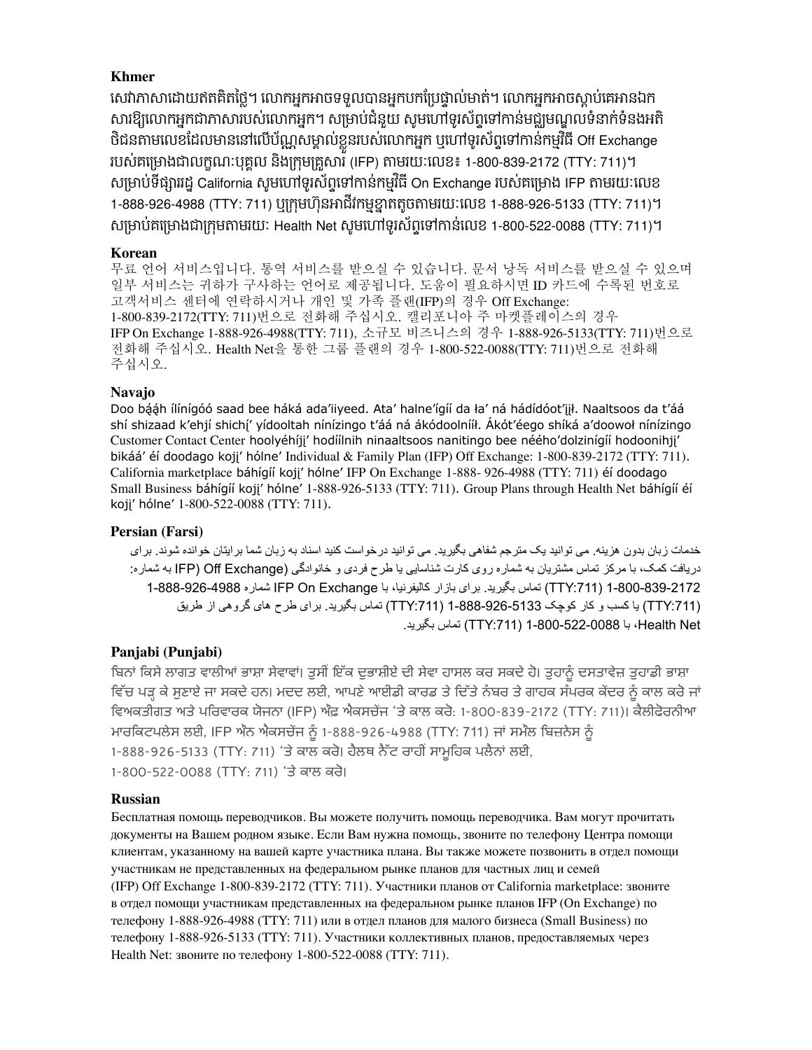**Khmer**

សេវាភាសាដោយឥតគិតថ្លៃ។ លោកអ្នកអាចទទួលបានអ្នកបកប្រែផ្ទាល់មាត់។ លោកអ្នកអាចស្តាប់គេអានឯកសារឱ្យលោកអ្នកជាភាសារបស់លោកអ្នក។ សម្រាប់ជំនួយ សូមហៅទូរស័ព្ទទៅកាន់មជ្ឈមណ្ឌលទំនាក់ទំនងអតិថិជនតាមលេខដែលមាននៅលើប័ណ្ណសម្គាល់ខ្លួនរបស់លោកអ្នក ឬហៅទូរស័ព្ទទៅកាន់កម្មវិធី Off Exchange របស់គម្រោងជាលក្ខណៈបុគ្គល និងក្រុមគ្រួសារ (IFP) តាមរយៈលេខ៖ 1-800-839-2172 (TTY: 711)។ សម្រាប់ទីផ្សាររដ្ឋ California សូមហៅទូរស័ព្ទទៅកាន់កម្មវិធី On Exchange របស់គម្រោង IFP តាមរយៈលេខ 1-888-926-4988 (TTY: 711) ឬក្រុមហ៊ុនអាជីវកម្មខ្នាតតូចតាមរយៈលេខ 1-888-926-5133 (TTY: 711)។ សម្រាប់គម្រោងជាក្រុមតាមរយៈ Health Net សូមហៅទូរស័ព្ទទៅកាន់លេខ 1-800-522-0088 (TTY: 711)។

**Korean**

무료 언어 서비스입니다. 통역 서비스를 받으실 수 있습니다. 문서 낭독 서비스를 받으실 수 있으며 일부 서비스는 귀하가 구사하는 언어로 제공됩니다. 도움이 필요하시면 ID 카드에 수록된 번호로 고객서비스 센터에 연락하시거나 개인 및 가족 플랜(IFP)의 경우 Off Exchange: 1-800-839-2172(TTY: 711)번으로 전화해 주십시오. 캘리포니아 주 마켓플레이스의 경우 IFP On Exchange 1-888-926-4988(TTY: 711), 소규모 비즈니스의 경우 1-888-926-5133(TTY: 711)번으로 전화해 주십시오. Health Net을 통한 그룹 플랜의 경우 1-800-522-0088(TTY: 711)번으로 전화해 주십시오.

**Navajo**

Doo bą́ą́h ílínígóó saad bee háká ada'iiyeed. Ata' halne'ígíí da ła' ná hádídóot'įįł. Naaltsoos da t'áá shí shizaad k'ehjí shichį' yídooltah nínízingo t'áá ná ákódoolníít. Ákót'éego shíká a'doowoł nínízingo Customer Contact Center hoolyéhíjį' hodíílnih ninaaltsoos nanitingo bee nééhó'dolzinígíí hodoonihjį' bikáá' éí doodago kojį' hólne' Individual & Family Plan (IFP) Off Exchange: 1-800-839-2172 (TTY: 711). California marketplace báhígíí kojį' hólne' IFP On Exchange 1-888- 926-4988 (TTY: 711) éí doodago Small Business báhígíí kojį' hólne' 1-888-926-5133 (TTY: 711). Group Plans through Health Net báhígíí éí kojį' hólne' 1-800-522-0088 (TTY: 711).

**Persian (Farsi)**

خدمات زبان بدون هزینه. می توانید یک مترجم شفاهی بگیرید. می توانید درخواست کنید اسناد به زبان شما برایتان خوانده شوند. برای دریافت کمک، با مرکز تماس مشتریان به شماره روی کارت شناسایی یا طرح فردی و خانوادگی (IFP) Off Exchange) به شماره: 1-800-839-2172 (TTY:711) تماس بگیرید. برای بازار کالیفرنیا، با IFP On Exchange شماره 1-888-926-4988 (TTY:711) یا کسب و کار کوچک 1-888-926-5133 (TTY:711) تماس بگیرید. برای طرح های گروهی از طریق Health Net، با 1-800-522-0088 (TTY:711) تماس بگیرید.

**Panjabi (Punjabi)**

ਬਿਨਾਂ ਕਿਸੇ ਲਾਗਤ ਵਾਲੀਆਂ ਭਾਸ਼ਾ ਸੇਵਾਵਾਂ। ਤੁਸੀਂ ਇੱਕ ਦੁਭਾਸ਼ੀਏ ਦੀ ਸੇਵਾ ਹਾਸਲ ਕਰ ਸਕਦੇ ਹੋ। ਤੁਹਾਨੂੰ ਦਸਤਾਵੇਜ਼ ਤੁਹਾਡੀ ਭਾਸ਼ਾ ਵਿੱਚ ਪੜ੍ਹ ਕੇ ਸੁਣਾਏ ਜਾ ਸਕਦੇ ਹਨ। ਮਦਦ ਲਈ, ਆਪਣੇ ਆਈਡੀ ਕਾਰਡ ਤੇ ਦਿੱਤੇ ਨੰਬਰ ਤੇ ਗਾਹਕ ਸੰਪਰਕ ਕੇਂਦਰ ਨੂੰ ਕਾਲ ਕਰੋ ਜਾਂ ਵਿਅਕਤੀਗਤ ਅਤੇ ਪਰਿਵਾਰਕ ਯੋਜਨਾ (IFP) ਔਫ਼ ਐਕਸਚੇਂਜ 'ਤੇ ਕਾਲ ਕਰੋ: 1-800-839-2172 (TTY: 711)। ਕੈਲੀਫੋਰਨੀਆ ਮਾਰਕਿਟਪਲੇਸ ਲਈ, IFP ਔਨ ਐਕਸਚੇਂਜ ਨੂੰ 1-888-926-4988 (TTY: 711) ਜਾਂ ਸਮੌਲ ਬਿਜ਼ਨੇਸ ਨੂੰ 1-888-926-5133 (TTY: 711) 'ਤੇ ਕਾਲ ਕਰੋ। ਹੈਲਥ ਨੈੱਟ ਰਾਹੀਂ ਸਾਮੂਹਿਕ ਪਲੈਨਾਂ ਲਈ, 1-800-522-0088 (TTY: 711) 'ਤੇ ਕਾਲ ਕਰੋ।

**Russian**

Бесплатная помощь переводчиков. Вы можете получить помощь переводчика. Вам могут прочитать документы на Вашем родном языке. Если Вам нужна помощь, звоните по телефону Центра помощи клиентам, указанному на вашей карте участника плана. Вы также можете позвонить в отдел помощи участникам не представленных на федеральном рынке планов для частных лиц и семей (IFP) Off Exchange 1-800-839-2172 (TTY: 711). Участники планов от California marketplace: звоните в отдел помощи участникам представленных на федеральном рынке планов IFP (On Exchange) по телефону 1-888-926-4988 (TTY: 711) или в отдел планов для малого бизнеса (Small Business) по телефону 1-888-926-5133 (TTY: 711). Участники коллективных планов, предоставляемых через Health Net: звоните по телефону 1-800-522-0088 (TTY: 711).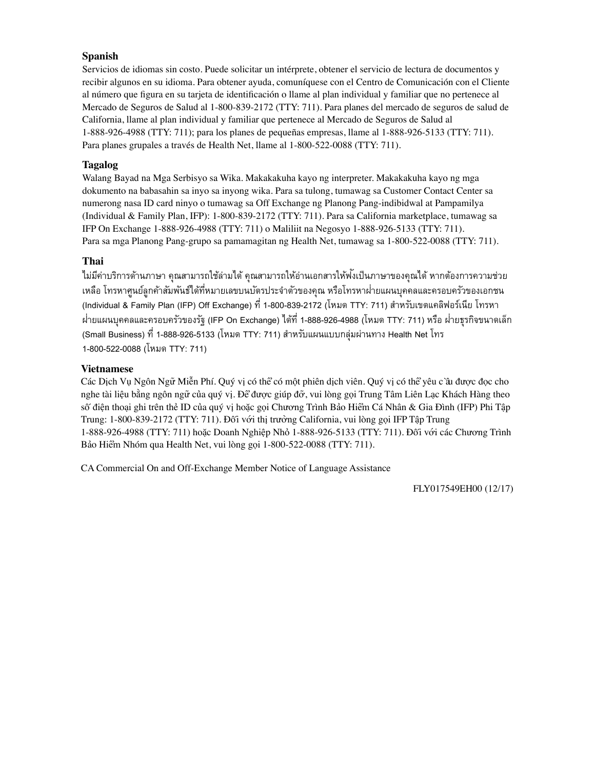**Spanish**

Servicios de idiomas sin costo. Puede solicitar un intérprete, obtener el servicio de lectura de documentos y recibir algunos en su idioma. Para obtener ayuda, comuníquese con el Centro de Comunicación con el Cliente al número que figura en su tarjeta de identificación o llame al plan individual y familiar que no pertenece al Mercado de Seguros de Salud al 1-800-839-2172 (TTY: 711). Para planes del mercado de seguros de salud de California, llame al plan individual y familiar que pertenece al Mercado de Seguros de Salud al 1-888-926-4988 (TTY: 711); para los planes de pequeñas empresas, llame al 1-888-926-5133 (TTY: 711). Para planes grupales a través de Health Net, llame al 1-800-522-0088 (TTY: 711).

**Tagalog**

Walang Bayad na Mga Serbisyo sa Wika. Makakakuha kayo ng interpreter. Makakakuha kayo ng mga dokumento na babasahin sa inyo sa inyong wika. Para sa tulong, tumawag sa Customer Contact Center sa numerong nasa ID card ninyo o tumawag sa Off Exchange ng Planong Pang-indibidwal at Pampamilya (Individual & Family Plan, IFP): 1-800-839-2172 (TTY: 711). Para sa California marketplace, tumawag sa IFP On Exchange 1-888-926-4988 (TTY: 711) o Maliliit na Negosyo 1-888-926-5133 (TTY: 711). Para sa mga Planong Pang-grupo sa pamamagitan ng Health Net, tumawag sa 1-800-522-0088 (TTY: 711).

**Thai**

ไม่มีค่าบริการด้านภาษา คุณสามารถใช้ล่ามได้ คุณสามารถให้อ่านเอกสารให้ฟังเป็นภาษาของคุณได้ หากต้องการความช่วยเหลือ โทรหาศูนย์ลูกค้าสัมพันธ์ได้ที่หมายเลขบนบัตรประจำตัวของคุณ หรือโทรหาฝ่ายแผนบุคคลและครอบครัวของเอกชน (Individual & Family Plan (IFP) Off Exchange) ที่ 1-800-839-2172 (โหมด TTY: 711) สำหรับเขตแคลิฟอร์เนีย โทรหาฝ่ายแผนบุคคลและครอบครัวของรัฐ (IFP On Exchange) ได้ที่ 1-888-926-4988 (โหมด TTY: 711) หรือ ฝ่ายธุรกิจขนาดเล็ก (Small Business) ที่ 1-888-926-5133 (โหมด TTY: 711) สำหรับแผนแบบกลุ่มผ่านทาง Health Net โทร 1-800-522-0088 (โหมด TTY: 711)

**Vietnamese**

Các Dịch Vụ Ngôn Ngữ Miễn Phí. Quý vị có thể có một phiên dịch viên. Quý vị có thể yêu cầu được đọc cho nghe tài liệu bằng ngôn ngữ của quý vị. Để được giúp đỡ, vui lòng gọi Trung Tâm Liên Lạc Khách Hàng theo số điện thoại ghi trên thẻ ID của quý vị hoặc gọi Chương Trình Bảo Hiểm Cá Nhân & Gia Đình (IFP) Phi Tập Trung: 1-800-839-2172 (TTY: 711). Đối với thị trường California, vui lòng gọi IFP Tập Trung 1-888-926-4988 (TTY: 711) hoặc Doanh Nghiệp Nhỏ 1-888-926-5133 (TTY: 711). Đối với các Chương Trình Bảo Hiểm Nhóm qua Health Net, vui lòng gọi 1-800-522-0088 (TTY: 711).

CA Commercial On and Off-Exchange Member Notice of Language Assistance

FLY017549EH00 (12/17)